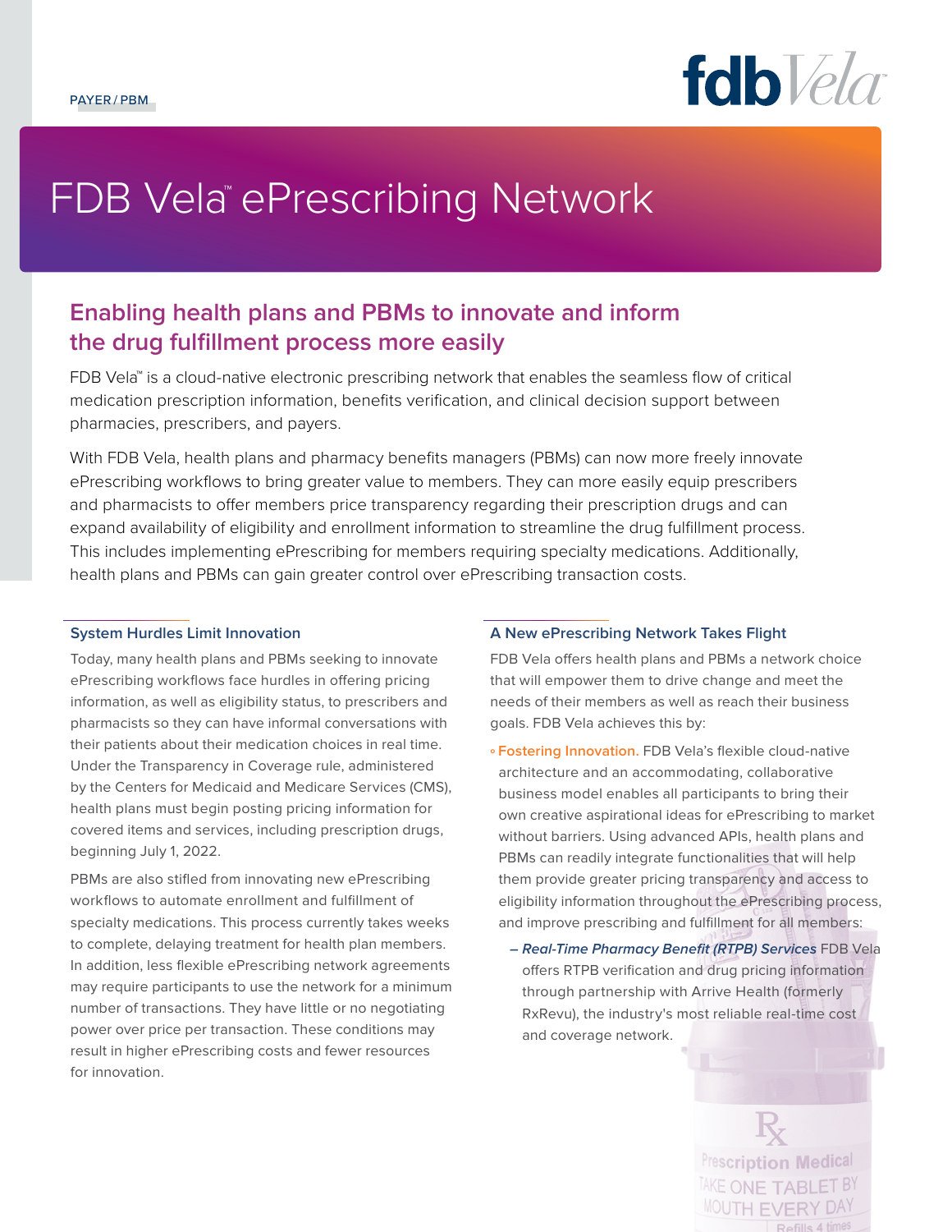PAYER / PBM

# FDB Vela™ ePrescribing Network

## Enabling health plans and PBMs to innovate and inform the drug fulfillment process more easily

FDB Vela™ is a cloud-native electronic prescribing network that enables the seamless flow of critical medication prescription information, benefits verification, and clinical decision support between pharmacies, prescribers, and payers.

With FDB Vela, health plans and pharmacy benefits managers (PBMs) can now more freely innovate ePrescribing workflows to bring greater value to members. They can more easily equip prescribers and pharmacists to offer members price transparency regarding their prescription drugs and can expand availability of eligibility and enrollment information to streamline the drug fulfillment process. This includes implementing ePrescribing for members requiring specialty medications. Additionally, health plans and PBMs can gain greater control over ePrescribing transaction costs.

### System Hurdles Limit Innovation

Today, many health plans and PBMs seeking to innovate ePrescribing workflows face hurdles in offering pricing information, as well as eligibility status, to prescribers and pharmacists so they can have informal conversations with their patients about their medication choices in real time. Under the Transparency in Coverage rule, administered by the Centers for Medicaid and Medicare Services (CMS), health plans must begin posting pricing information for covered items and services, including prescription drugs, beginning July 1, 2022.

PBMs are also stifled from innovating new ePrescribing workflows to automate enrollment and fulfillment of specialty medications. This process currently takes weeks to complete, delaying treatment for health plan members. In addition, less flexible ePrescribing network agreements may require participants to use the network for a minimum number of transactions. They have little or no negotiating power over price per transaction. These conditions may result in higher ePrescribing costs and fewer resources for innovation.

### A New ePrescribing Network Takes Flight

FDB Vela offers health plans and PBMs a network choice that will empower them to drive change and meet the needs of their members as well as reach their business goals. FDB Vela achieves this by:

- **Fostering Innovation.** FDB Vela's flexible cloud-native architecture and an accommodating, collaborative business model enables all participants to bring their own creative aspirational ideas for ePrescribing to market without barriers. Using advanced APIs, health plans and PBMs can readily integrate functionalities that will help them provide greater pricing transparency and access to eligibility information throughout the ePrescribing process, and improve prescribing and fulfillment for all members:
  - ***Real-Time Pharmacy Benefit (RTPB) Services*** FDB Vela offers RTPB verification and drug pricing information through partnership with Arrive Health (formerly RxRevu), the industry's most reliable real-time cost and coverage network.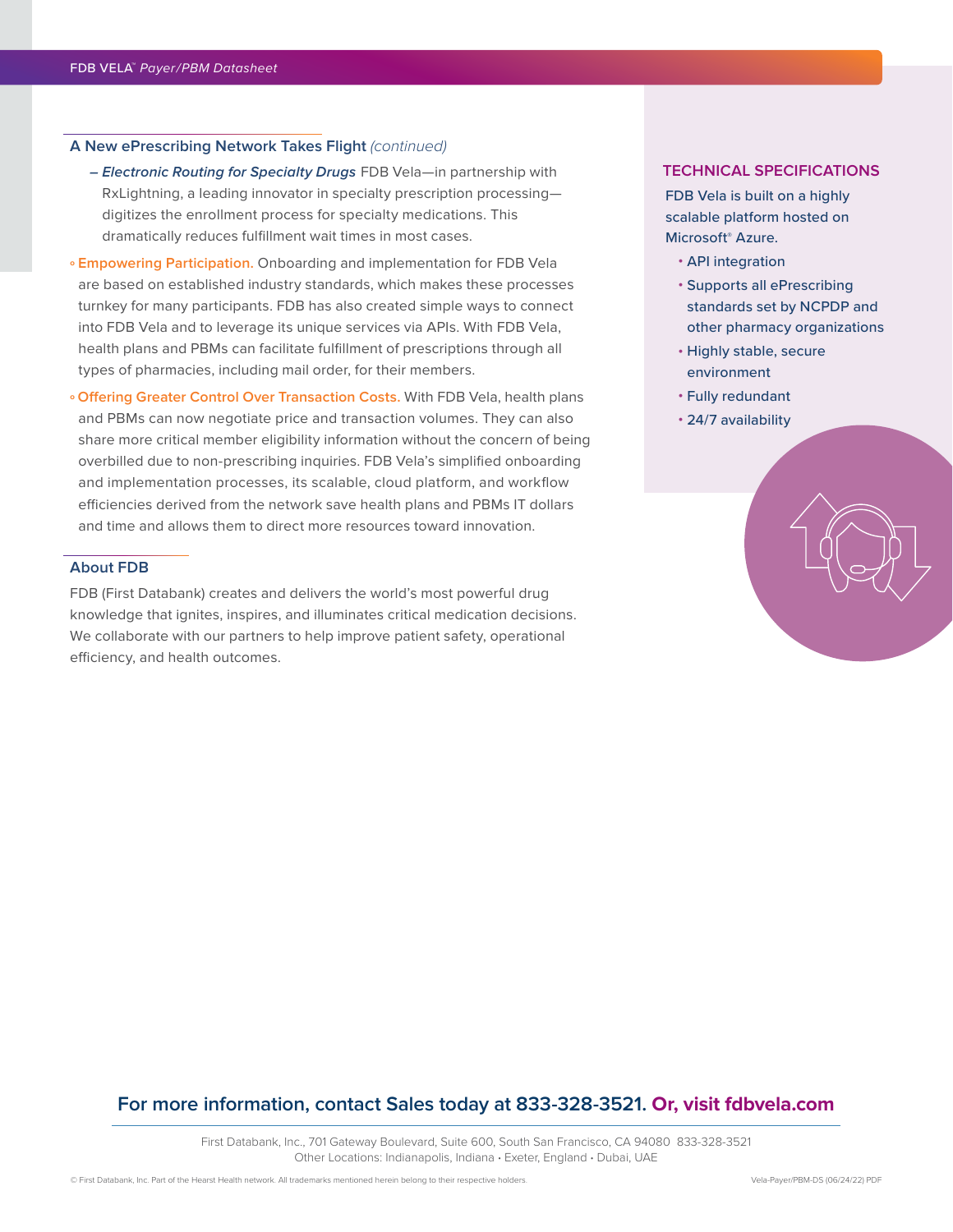## A New ePrescribing Network Takes Flight *(continued)*

– ***Electronic Routing for Specialty Drugs*** FDB Vela—in partnership with RxLightning, a leading innovator in specialty prescription processing—digitizes the enrollment process for specialty medications. This dramatically reduces fulfillment wait times in most cases.

- **Empowering Participation.** Onboarding and implementation for FDB Vela are based on established industry standards, which makes these processes turnkey for many participants. FDB has also created simple ways to connect into FDB Vela and to leverage its unique services via APIs. With FDB Vela, health plans and PBMs can facilitate fulfillment of prescriptions through all types of pharmacies, including mail order, for their members.
- **Offering Greater Control Over Transaction Costs.** With FDB Vela, health plans and PBMs can now negotiate price and transaction volumes. They can also share more critical member eligibility information without the concern of being overbilled due to non-prescribing inquiries. FDB Vela's simplified onboarding and implementation processes, its scalable, cloud platform, and workflow efficiencies derived from the network save health plans and PBMs IT dollars and time and allows them to direct more resources toward innovation.

## About FDB

FDB (First Databank) creates and delivers the world's most powerful drug knowledge that ignites, inspires, and illuminates critical medication decisions. We collaborate with our partners to help improve patient safety, operational efficiency, and health outcomes.

## TECHNICAL SPECIFICATIONS

FDB Vela is built on a highly scalable platform hosted on Microsoft® Azure.

- API integration
- Supports all ePrescribing standards set by NCPDP and other pharmacy organizations
- Highly stable, secure environment
- Fully redundant
- 24/7 availability

**For more information, contact Sales today at 833-328-3521. Or, visit fdbvela.com**

First Databank, Inc., 701 Gateway Boulevard, Suite 600, South San Francisco, CA 94080 833-328-3521
Other Locations: Indianapolis, Indiana • Exeter, England • Dubai, UAE

© First Databank, Inc. Part of the Hearst Health network. All trademarks mentioned herein belong to their respective holders.